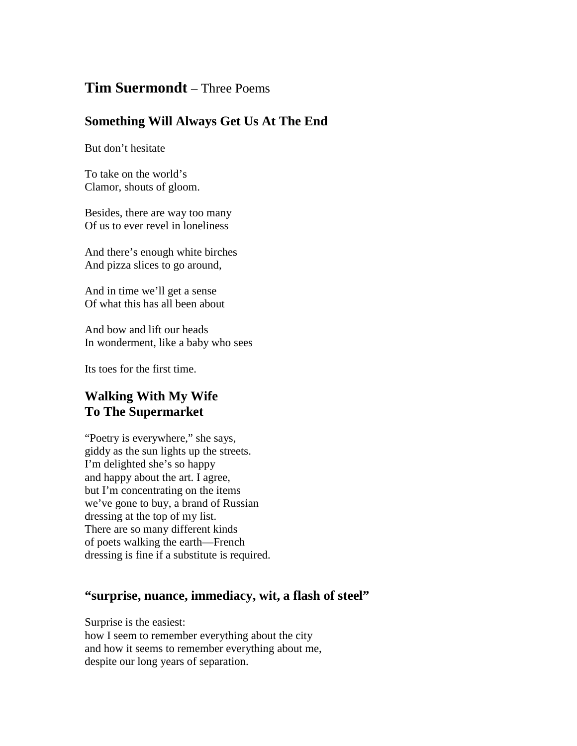# **Tim Suermondt** – Three Poems

## Something Will Always Get Us At The End

But don't hesitate

To take on the world's
Clamor, shouts of gloom.

Besides, there are way too many
Of us to ever revel in loneliness

And there's enough white birches
And pizza slices to go around,

And in time we'll get a sense
Of what this has all been about

And bow and lift our heads
In wonderment, like a baby who sees

Its toes for the first time.

## Walking With My Wife To The Supermarket

"Poetry is everywhere," she says,
giddy as the sun lights up the streets.
I'm delighted she's so happy
and happy about the art. I agree,
but I'm concentrating on the items
we've gone to buy, a brand of Russian
dressing at the top of my list.
There are so many different kinds
of poets walking the earth—French
dressing is fine if a substitute is required.

## "surprise, nuance, immediacy, wit, a flash of steel"

Surprise is the easiest:
how I seem to remember everything about the city
and how it seems to remember everything about me,
despite our long years of separation.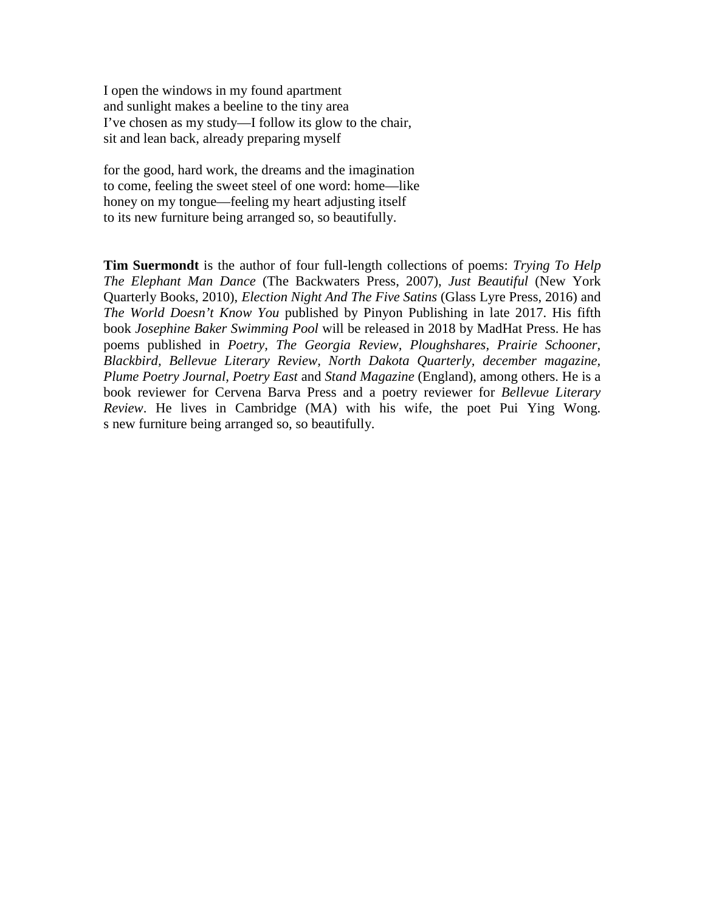I open the windows in my found apartment
and sunlight makes a beeline to the tiny area
I've chosen as my study—I follow its glow to the chair,
sit and lean back, already preparing myself

for the good, hard work, the dreams and the imagination
to come, feeling the sweet steel of one word: home—like
honey on my tongue—feeling my heart adjusting itself
to its new furniture being arranged so, so beautifully.

**Tim Suermondt** is the author of four full-length collections of poems: *Trying To Help The Elephant Man Dance* (The Backwaters Press, 2007), *Just Beautiful* (New York Quarterly Books, 2010), *Election Night And The Five Satins* (Glass Lyre Press, 2016) and *The World Doesn't Know You* published by Pinyon Publishing in late 2017. His fifth book *Josephine Baker Swimming Pool* will be released in 2018 by MadHat Press. He has poems published in *Poetry, The Georgia Review, Ploughshares, Prairie Schooner, Blackbird, Bellevue Literary Review, North Dakota Quarterly, december magazine, Plume Poetry Journal, Poetry East* and *Stand Magazine* (England), among others. He is a book reviewer for Cervena Barva Press and a poetry reviewer for *Bellevue Literary Review*. He lives in Cambridge (MA) with his wife, the poet Pui Ying Wong.
s new furniture being arranged so, so beautifully.